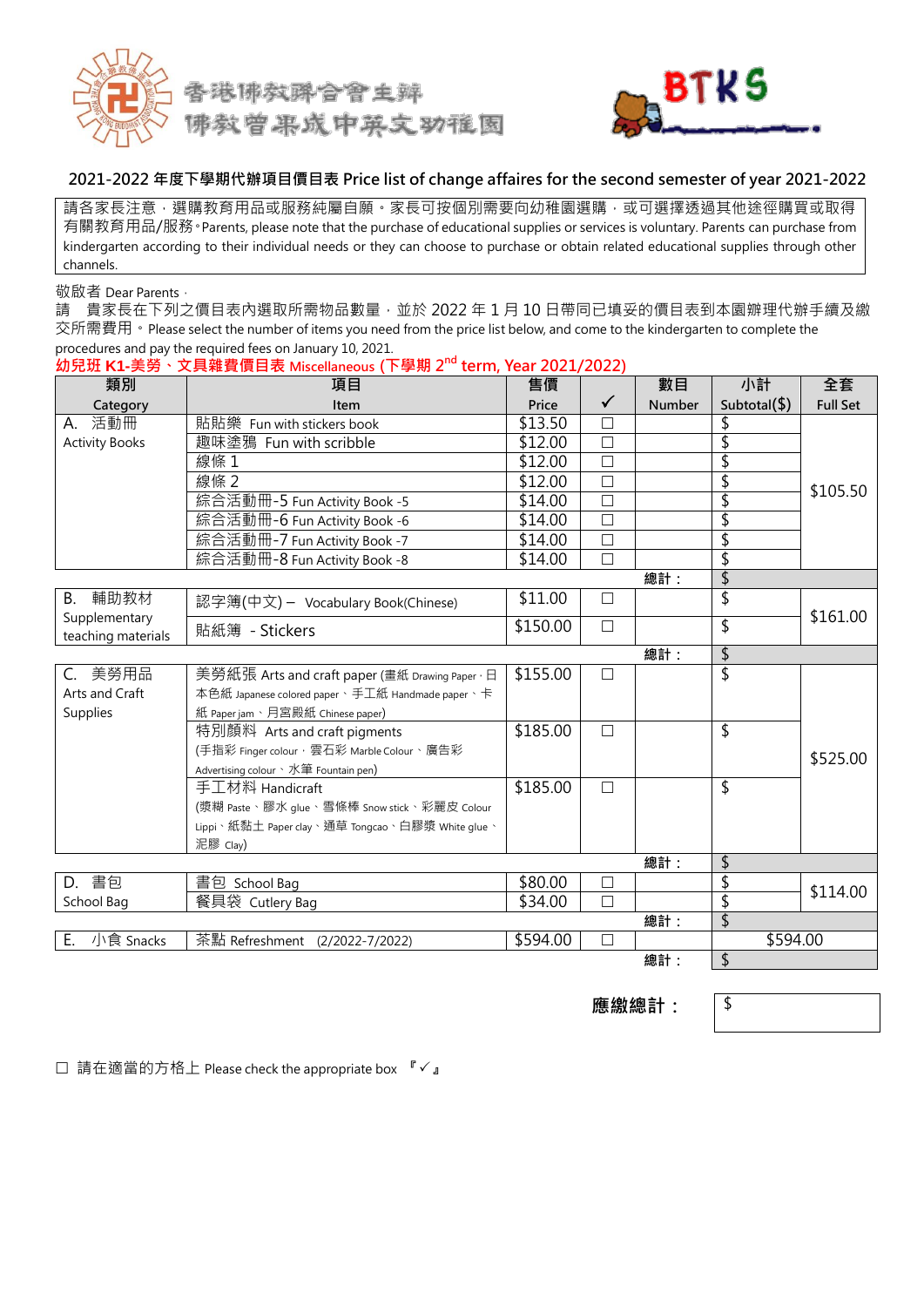香港佛教聯合會主辦
佛教曾果成中英文幼稚園

BTKS

## 2021-2022 年度下學期代辦項目價目表 Price list of change affaires for the second semester of year 2021-2022

請各家長注意，選購教育用品或服務純屬自願。家長可按個別需要向幼稚園選購，或可選擇透過其他途徑購買或取得有關教育用品/服務。Parents, please note that the purchase of educational supplies or services is voluntary. Parents can purchase from kindergarten according to their individual needs or they can choose to purchase or obtain related educational supplies through other channels.

敬啟者 Dear Parents，

請　貴家長在下列之價目表內選取所需物品數量，並於 2022 年 1 月 10 日帶同已填妥的價目表到本園辦理代辦手續及繳交所需費用。Please select the number of items you need from the price list below, and come to the kindergarten to complete the procedures and pay the required fees on January 10, 2021.

**幼兒班 K1-美勞、文具雜費價目表 Miscellaneous (下學期 2nd term, Year 2021/2022)**

| 類別 Category | 項目 Item | 售價 Price | ✓ | 數目 Number | 小計 Subtotal($) | 全套 Full Set |
|---|---|---|---|---|---|---|
| A. 活動冊 Activity Books | 貼貼樂 Fun with stickers book | $13.50 | ☐ | | $ | $105.50 |
| | 趣味塗鴉 Fun with scribble | $12.00 | ☐ | | $ | |
| | 線條 1 | $12.00 | ☐ | | $ | |
| | 線條 2 | $12.00 | ☐ | | $ | |
| | 綜合活動冊-5 Fun Activity Book -5 | $14.00 | ☐ | | $ | |
| | 綜合活動冊-6 Fun Activity Book -6 | $14.00 | ☐ | | $ | |
| | 綜合活動冊-7 Fun Activity Book -7 | $14.00 | ☐ | | $ | |
| | 綜合活動冊-8 Fun Activity Book -8 | $14.00 | ☐ | | $ | |
| | | | | 總計： | $ | |
| B. 輔助教材 Supplementary teaching materials | 認字簿(中文) – Vocabulary Book(Chinese) | $11.00 | ☐ | | $ | $161.00 |
| | 貼紙簿 - Stickers | $150.00 | ☐ | | $ | |
| | | | | 總計： | $ | |
| C. 美勞用品 Arts and Craft Supplies | 美勞紙張 Arts and craft paper (畫紙 Drawing Paper，日本色紙 Japanese colored paper、手工紙 Handmade paper、卡紙 Paper jam、月宮殿紙 Chinese paper) | $155.00 | ☐ | | $ | $525.00 |
| | 特別顏料 Arts and craft pigments (手指彩 Finger colour，雲石彩 Marble Colour、廣告彩 Advertising colour、水筆 Fountain pen) | $185.00 | ☐ | | $ | |
| | 手工材料 Handicraft (漿糊 Paste、膠水 glue、雪條棒 Snow stick、彩麗皮 Colour Lippi、紙黏土 Paper clay、通草 Tongcao、白膠漿 White glue、泥膠 Clay) | $185.00 | ☐ | | $ | |
| | | | | 總計： | $ | |
| D. 書包 School Bag | 書包 School Bag | $80.00 | ☐ | | $ | $114.00 |
| | 餐具袋 Cutlery Bag | $34.00 | ☐ | | $ | |
| | | | | 總計： | $ | |
| E. 小食 Snacks | 茶點 Refreshment (2/2022-7/2022) | $594.00 | ☐ | | $594.00 | |
| | | | | 總計： | $ | |

**應繳總計：** $

☐ 請在適當的方格上 Please check the appropriate box 『✓』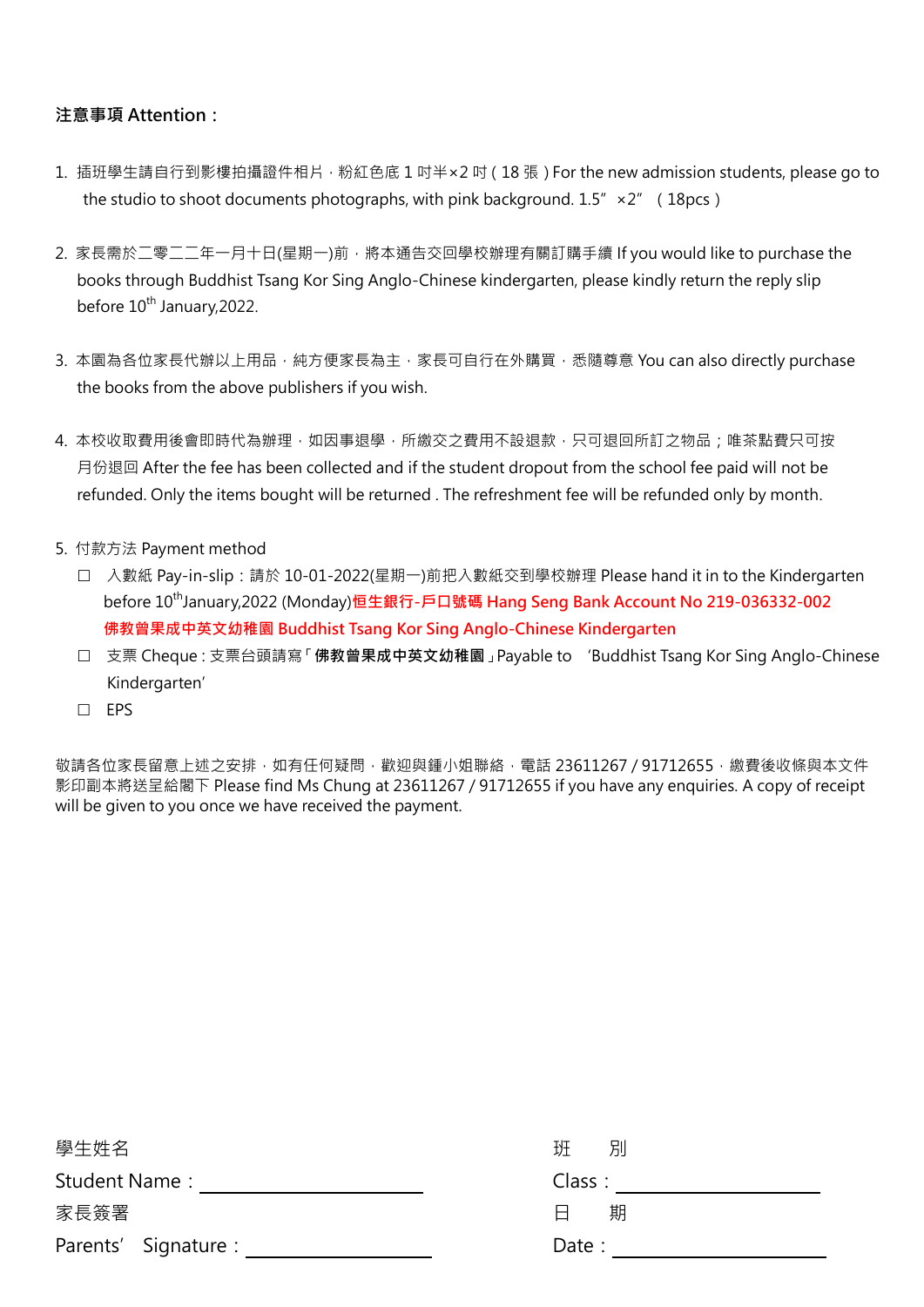**注意事項 Attention：**

1. 插班學生請自行到影樓拍攝證件相片，粉紅色底 1 吋半×2 吋 ( 18 張 ) For the new admission students, please go to the studio to shoot documents photographs, with pink background. 1.5" ×2" （18pcs）

2. 家長需於二零二二年一月十日(星期一)前，將本通告交回學校辦理有關訂購手續 If you would like to purchase the books through Buddhist Tsang Kor Sing Anglo-Chinese kindergarten, please kindly return the reply slip before 10th January,2022.

3. 本園為各位家長代辦以上用品，純方便家長為主，家長可自行在外購買，悉隨尊意 You can also directly purchase the books from the above publishers if you wish.

4. 本校收取費用後會即時代為辦理，如因事退學，所繳交之費用不設退款，只可退回所訂之物品；唯茶點費只可按月份退回 After the fee has been collected and if the student dropout from the school fee paid will not be refunded. Only the items bought will be returned . The refreshment fee will be refunded only by month.

5. 付款方法 Payment method
   - ☐ 入數紙 Pay-in-slip：請於 10-01-2022(星期一)前把入數紙交到學校辦理 Please hand it in to the Kindergarten before 10th January,2022 (Monday)**恒生銀行-戶口號碼 Hang Seng Bank Account No 219-036332-002 佛教曾果成中英文幼稚園 Buddhist Tsang Kor Sing Anglo-Chinese Kindergarten**
   - ☐ 支票 Cheque : 支票台頭請寫「**佛教曾果成中英文幼稚園**」Payable to 'Buddhist Tsang Kor Sing Anglo-Chinese Kindergarten'
   - ☐ EPS

敬請各位家長留意上述之安排，如有任何疑問，歡迎與鍾小姐聯絡，電話 23611267 / 91712655，繳費後收條與本文件影印副本將送呈給閣下 Please find Ms Chung at 23611267 / 91712655 if you have any enquiries. A copy of receipt will be given to you once we have received the payment.

學生姓名
Student Name：____________________

班　　別
Class：____________________

家長簽署
Parents' Signature：____________________

日　　期
Date：____________________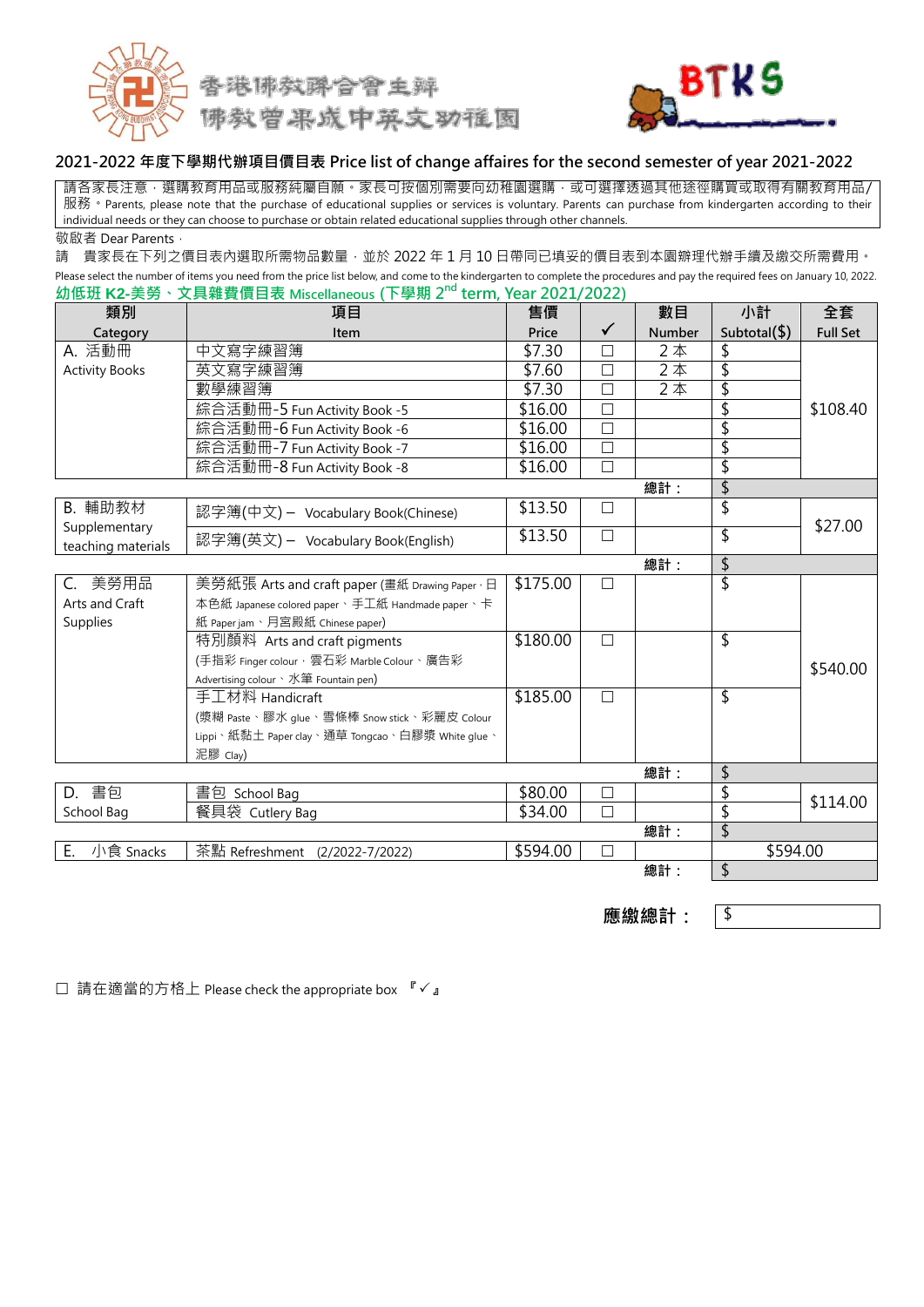香港佛教聯合會主辦
佛教曾果成中英文幼稚園

BTKS

## 2021-2022 年度下學期代辦項目價目表 Price list of change affaires for the second semester of year 2021-2022

請各家長注意，選購教育用品或服務純屬自願。家長可按個別需要向幼稚園選購，或可選擇透過其他途徑購買或取得有關教育用品/服務。Parents, please note that the purchase of educational supplies or services is voluntary. Parents can purchase from kindergarten according to their individual needs or they can choose to purchase or obtain related educational supplies through other channels.

敬啟者 Dear Parents，

請　貴家長在下列之價目表內選取所需物品數量，並於 2022 年 1 月 10 日帶同已填妥的價目表到本園辦理代辦手續及繳交所需費用。

Please select the number of items you need from the price list below, and come to the kindergarten to complete the procedures and pay the required fees on January 10, 2022.

**幼低班 K2-美勞、文具雜費價目表 Miscellaneous (下學期 2nd term, Year 2021/2022)**

| 類別 Category | 項目 Item | 售價 Price | ✓ | 數目 Number | 小計 Subtotal($) | 全套 Full Set |
|---|---|---|---|---|---|---|
| A. 活動冊 Activity Books | 中文寫字練習簿 | $7.30 | ☐ | 2 本 | $ | $108.40 |
| | 英文寫字練習簿 | $7.60 | ☐ | 2 本 | $ | |
| | 數學練習簿 | $7.30 | ☐ | 2 本 | $ | |
| | 綜合活動冊-5 Fun Activity Book -5 | $16.00 | ☐ | | $ | |
| | 綜合活動冊-6 Fun Activity Book -6 | $16.00 | ☐ | | $ | |
| | 綜合活動冊-7 Fun Activity Book -7 | $16.00 | ☐ | | $ | |
| | 綜合活動冊-8 Fun Activity Book -8 | $16.00 | ☐ | | $ | |
| | | | | 總計： | $ | |
| B. 輔助教材 Supplementary teaching materials | 認字簿(中文) – Vocabulary Book(Chinese) | $13.50 | ☐ | | $ | $27.00 |
| | 認字簿(英文) – Vocabulary Book(English) | $13.50 | ☐ | | $ | |
| | | | | 總計： | $ | |
| C. 美勞用品 Arts and Craft Supplies | 美勞紙張 Arts and craft paper (畫紙 Drawing Paper、日本色紙 Japanese colored paper、手工紙 Handmade paper、卡紙 Paper jam、月宮殿紙 Chinese paper) | $175.00 | ☐ | | $ | $540.00 |
| | 特別顏料 Arts and craft pigments (手指彩 Finger colour，雲石彩 Marble Colour、廣告彩 Advertising colour、水筆 Fountain pen) | $180.00 | ☐ | | $ | |
| | 手工材料 Handicraft (漿糊 Paste、膠水 glue、雪條棒 Snow stick、彩麗皮 Colour Lippi、紙黏土 Paper clay、通草 Tongcao、白膠漿 White glue、泥膠 Clay) | $185.00 | ☐ | | $ | |
| | | | | 總計： | $ | |
| D. 書包 School Bag | 書包 School Bag | $80.00 | ☐ | | $ | $114.00 |
| | 餐具袋 Cutlery Bag | $34.00 | ☐ | | $ | |
| | | | | 總計： | $ | |
| E. 小食 Snacks | 茶點 Refreshment (2/2022-7/2022) | $594.00 | ☐ | | $594.00 | |
| | | | | 總計： | $ | |

**應繳總計：** $

☐ 請在適當的方格上 Please check the appropriate box 『✓』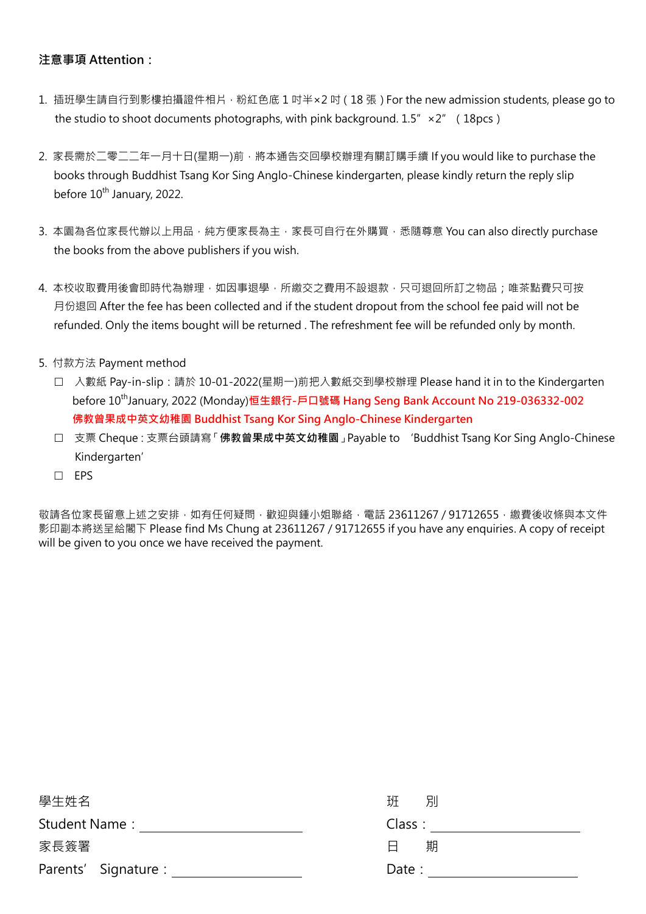**注意事項 Attention：**

1. 插班學生請自行到影樓拍攝證件相片，粉紅色底 1 吋半×2 吋 ( 18 張 ) For the new admission students, please go to the studio to shoot documents photographs, with pink background. 1.5"×2" （18pcs）

2. 家長需於二零二二年一月十日(星期一)前，將本通告交回學校辦理有關訂購手續 If you would like to purchase the books through Buddhist Tsang Kor Sing Anglo-Chinese kindergarten, please kindly return the reply slip before 10th January, 2022.

3. 本園為各位家長代辦以上用品，純方便家長為主，家長可自行在外購買，悉隨尊意 You can also directly purchase the books from the above publishers if you wish.

4. 本校收取費用後會即時代為辦理，如因事退學，所繳交之費用不設退款，只可退回所訂之物品；唯茶點費只可按月份退回 After the fee has been collected and if the student dropout from the school fee paid will not be refunded. Only the items bought will be returned . The refreshment fee will be refunded only by month.

5. 付款方法 Payment method
   - ☐ 入數紙 Pay-in-slip：請於 10-01-2022(星期一)前把入數紙交到學校辦理 Please hand it in to the Kindergarten before 10th January, 2022 (Monday)**恒生銀行-戶口號碼 Hang Seng Bank Account No 219-036332-002 佛教曾果成中英文幼稚園 Buddhist Tsang Kor Sing Anglo-Chinese Kindergarten**
   - ☐ 支票 Cheque : 支票台頭請寫「**佛教曾果成中英文幼稚園**」Payable to 'Buddhist Tsang Kor Sing Anglo-Chinese Kindergarten'
   - ☐ EPS

敬請各位家長留意上述之安排，如有任何疑問，歡迎與鍾小姐聯絡，電話 23611267 / 91712655，繳費後收條與本文件影印副本將送呈給閣下 Please find Ms Chung at 23611267 / 91712655 if you have any enquiries. A copy of receipt will be given to you once we have received the payment.

學生姓名
Student Name：\_\_\_\_\_\_\_\_\_\_\_\_\_\_\_\_\_\_\_\_

班　別
Class：\_\_\_\_\_\_\_\_\_\_\_\_\_\_\_\_\_\_\_\_

家長簽署
Parents' Signature：\_\_\_\_\_\_\_\_\_\_\_\_\_\_\_\_\_\_\_\_

日　期
Date：\_\_\_\_\_\_\_\_\_\_\_\_\_\_\_\_\_\_\_\_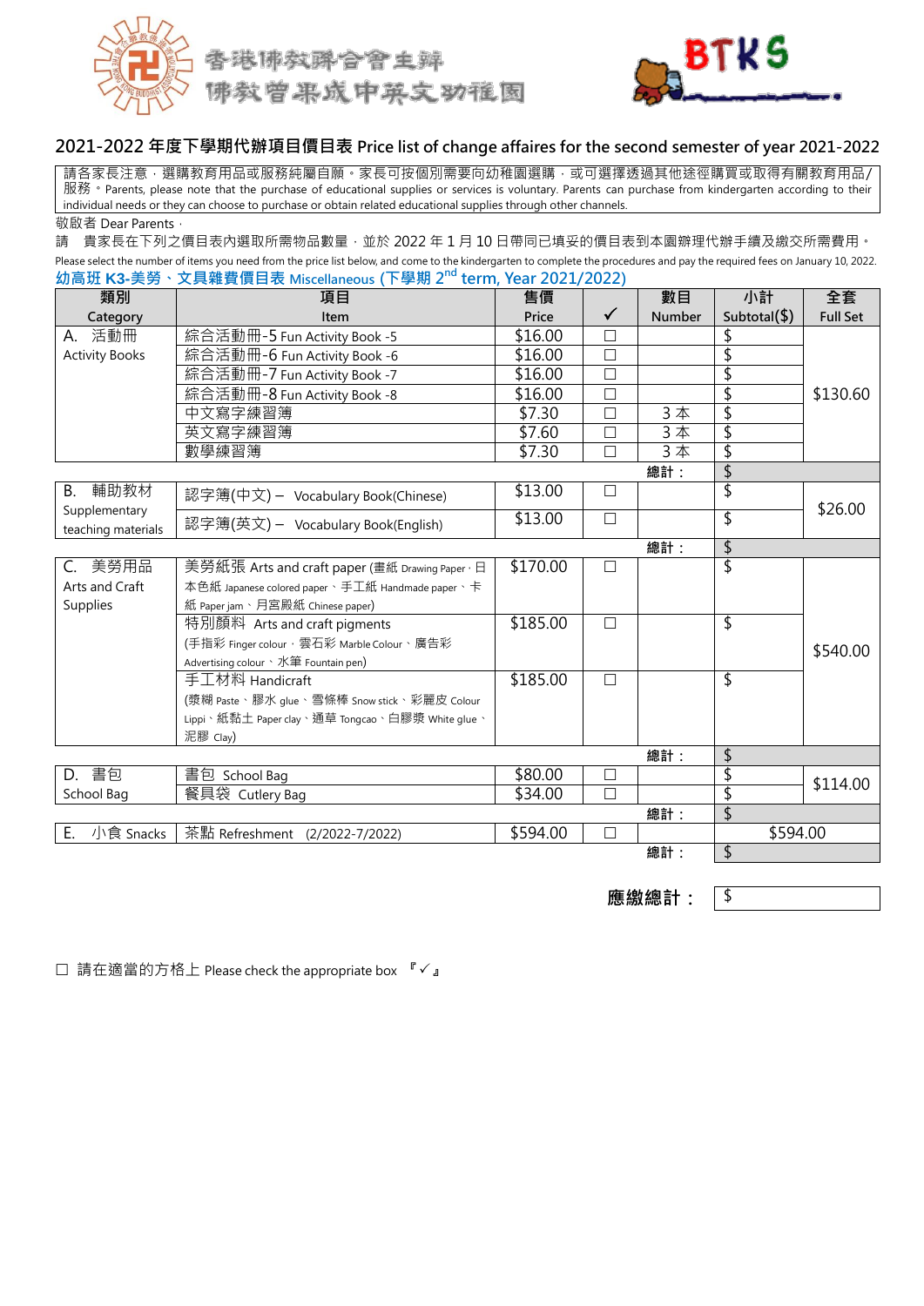香港佛教聯合會主辦

佛教曾果成中英文幼稚園

BTKS

## 2021-2022 年度下學期代辦項目價目表 Price list of change affaires for the second semester of year 2021-2022

請各家長注意，選購教育用品或服務純屬自願。家長可按個別需要向幼稚園選購，或可選擇透過其他途徑購買或取得有關教育用品/服務。Parents, please note that the purchase of educational supplies or services is voluntary. Parents can purchase from kindergarten according to their individual needs or they can choose to purchase or obtain related educational supplies through other channels.

敬啟者 Dear Parents，

請　貴家長在下列之價目表內選取所需物品數量，並於 2022 年 1 月 10 日帶同已填妥的價目表到本園辦理代辦手續及繳交所需費用。

Please select the number of items you need from the price list below, and come to the kindergarten to complete the procedures and pay the required fees on January 10, 2022.

### 幼高班 K3-美勞、文具雜費價目表 Miscellaneous (下學期 2nd term, Year 2021/2022)

| 類別 Category | 項目 Item | 售價 Price | ✓ | 數目 Number | 小計 Subtotal($) | 全套 Full Set |
|---|---|---|---|---|---|---|
| A. 活動冊 Activity Books | 綜合活動冊-5 Fun Activity Book -5 | $16.00 | ☐ | | $ | $130.60 |
| | 綜合活動冊-6 Fun Activity Book -6 | $16.00 | ☐ | | $ | |
| | 綜合活動冊-7 Fun Activity Book -7 | $16.00 | ☐ | | $ | |
| | 綜合活動冊-8 Fun Activity Book -8 | $16.00 | ☐ | | $ | |
| | 中文寫字練習簿 | $7.30 | ☐ | 3 本 | $ | |
| | 英文寫字練習簿 | $7.60 | ☐ | 3 本 | $ | |
| | 數學練習簿 | $7.30 | ☐ | 3 本 | $ | |
| | | | | 總計： | $ | |
| B. 輔助教材 Supplementary teaching materials | 認字簿(中文) – Vocabulary Book(Chinese) | $13.00 | ☐ | | $ | $26.00 |
| | 認字簿(英文) – Vocabulary Book(English) | $13.00 | ☐ | | $ | |
| | | | | 總計： | $ | |
| C. 美勞用品 Arts and Craft Supplies | 美勞紙張 Arts and craft paper (畫紙 Drawing Paper，日本色紙 Japanese colored paper、手工紙 Handmade paper、卡紙 Paper jam、月宮殿紙 Chinese paper) | $170.00 | ☐ | | $ | $540.00 |
| | 特別顏料 Arts and craft pigments (手指彩 Finger colour，雲石彩 Marble Colour、廣告彩 Advertising colour、水筆 Fountain pen) | $185.00 | ☐ | | $ | |
| | 手工材料 Handicraft (漿糊 Paste、膠水 glue、雪條棒 Snow stick、彩麗皮 Colour Lippi、紙黏土 Paper clay、通草 Tongcao、白膠漿 White glue、泥膠 Clay) | $185.00 | ☐ | | $ | |
| | | | | 總計： | $ | |
| D. 書包 School Bag | 書包 School Bag | $80.00 | ☐ | | $ | $114.00 |
| | 餐具袋 Cutlery Bag | $34.00 | ☐ | | $ | |
| | | | | 總計： | $ | |
| E. 小食 Snacks | 茶點 Refreshment (2/2022-7/2022) | $594.00 | ☐ | | $594.00 | |
| | | | | 總計： | $ | |

**應繳總計：** $

☐ 請在適當的方格上 Please check the appropriate box 『✓』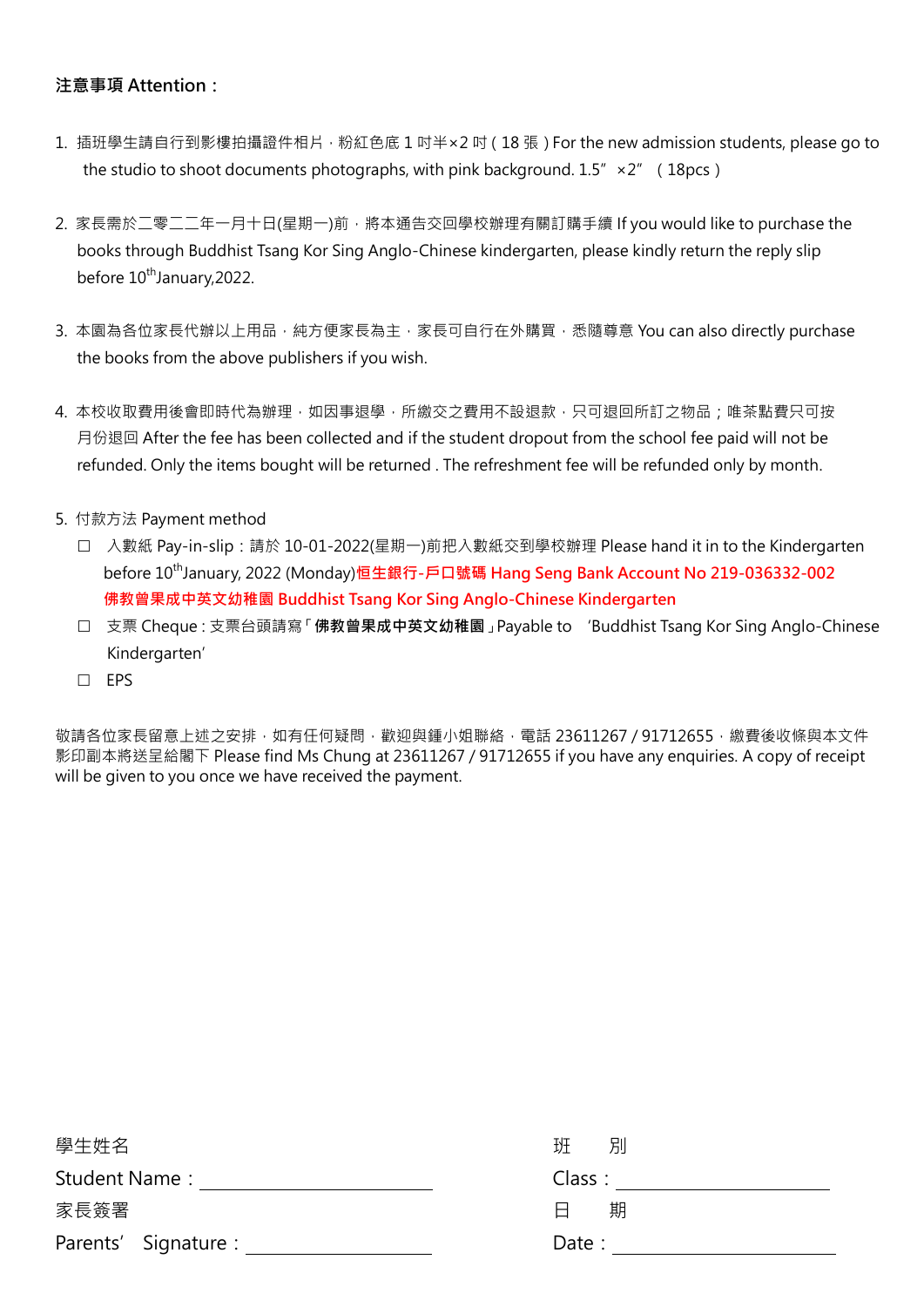**注意事項 Attention：**

1. 插班學生請自行到影樓拍攝證件相片，粉紅色底 1 吋半×2 吋 ( 18 張 ) For the new admission students, please go to the studio to shoot documents photographs, with pink background. 1.5" ×2" （18pcs）

2. 家長需於二零二二年一月十日(星期一)前，將本通告交回學校辦理有關訂購手續 If you would like to purchase the books through Buddhist Tsang Kor Sing Anglo-Chinese kindergarten, please kindly return the reply slip before 10th January,2022.

3. 本園為各位家長代辦以上用品，純方便家長為主，家長可自行在外購買，悉隨尊意 You can also directly purchase the books from the above publishers if you wish.

4. 本校收取費用後會即時代為辦理，如因事退學，所繳交之費用不設退款，只可退回所訂之物品；唯茶點費只可按月份退回 After the fee has been collected and if the student dropout from the school fee paid will not be refunded. Only the items bought will be returned . The refreshment fee will be refunded only by month.

5. 付款方法 Payment method
   - ☐ 入數紙 Pay-in-slip：請於 10-01-2022(星期一)前把入數紙交到學校辦理 Please hand it in to the Kindergarten before 10th January, 2022 (Monday)**恒生銀行-戶口號碼 Hang Seng Bank Account No 219-036332-002 佛教曾果成中英文幼稚園 Buddhist Tsang Kor Sing Anglo-Chinese Kindergarten**
   - ☐ 支票 Cheque : 支票台頭請寫「**佛教曾果成中英文幼稚園**」Payable to 'Buddhist Tsang Kor Sing Anglo-Chinese Kindergarten'
   - ☐ EPS

敬請各位家長留意上述之安排，如有任何疑問，歡迎與鍾小姐聯絡，電話 23611267 / 91712655，繳費後收條與本文件影印副本將送呈給閣下 Please find Ms Chung at 23611267 / 91712655 if you have any enquiries. A copy of receipt will be given to you once we have received the payment.

學生姓名
Student Name：＿＿＿＿＿＿＿＿＿＿

班　別
Class：＿＿＿＿＿＿＿＿＿＿

家長簽署
Parents' Signature：＿＿＿＿＿＿＿＿＿＿

日　期
Date：＿＿＿＿＿＿＿＿＿＿